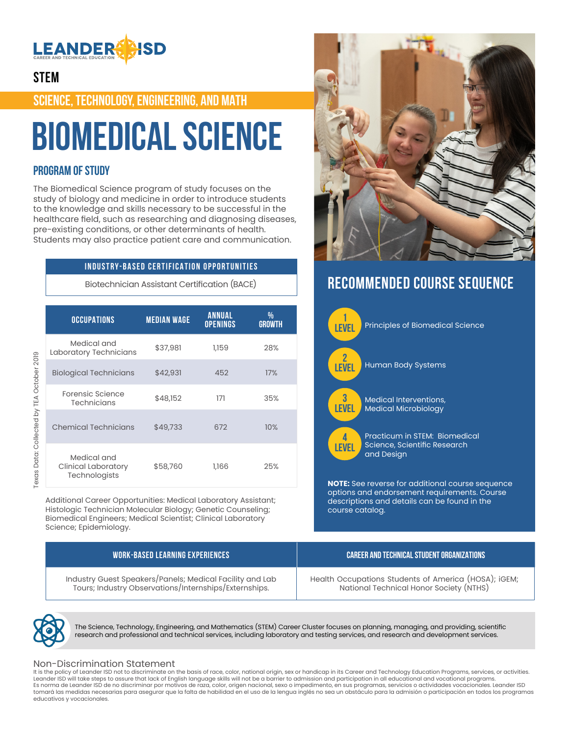LEANDER ISD
CAREER AND TECHNICAL EDUCATION

## STEM

## SCIENCE, TECHNOLOGY, ENGINEERING, AND MATH

# BIOMEDICAL SCIENCE

### PROGRAM OF STUDY

The Biomedical Science program of study focuses on the study of biology and medicine in order to introduce students to the knowledge and skills necessary to be successful in the healthcare field, such as researching and diagnosing diseases, pre-existing conditions, or other determinants of health. Students may also practice patient care and communication.

| INDUSTRY-BASED CERTIFICATION OPPORTUNITIES |
|---|
| Biotechnician Assistant Certification (BACE) |

| OCCUPATIONS | MEDIAN WAGE | ANNUAL OPENINGS | % GROWTH |
|---|---|---|---|
| Medical and Laboratory Technicians | $37,981 | 1,159 | 28% |
| Biological Technicians | $42,931 | 452 | 17% |
| Forensic Science Technicians | $48,152 | 171 | 35% |
| Chemical Technicians | $49,733 | 672 | 10% |
| Medical and Clinical Laboratory Technologists | $58,760 | 1,166 | 25% |

Texas Data: Collected by TEA October 2019

Additional Career Opportunities: Medical Laboratory Assistant; Histologic Technician Molecular Biology; Genetic Counseling; Biomedical Engineers; Medical Scientist; Clinical Laboratory Science; Epidemiology.

## RECOMMENDED COURSE SEQUENCE

- **LEVEL 1** – Principles of Biomedical Science
- **LEVEL 2** – Human Body Systems
- **LEVEL 3** – Medical Interventions, Medical Microbiology
- **LEVEL 4** – Practicum in STEM: Biomedical Science, Scientific Research and Design

**NOTE:** See reverse for additional course sequence options and endorsement requirements. Course descriptions and details can be found in the course catalog.

| WORK-BASED LEARNING EXPERIENCES | CAREER AND TECHNICAL STUDENT ORGANIZATIONS |
|---|---|
| Industry Guest Speakers/Panels; Medical Facility and Lab Tours; Industry Observations/Internships/Externships. | Health Occupations Students of America (HOSA); iGEM; National Technical Honor Society (NTHS) |

The Science, Technology, Engineering, and Mathematics (STEM) Career Cluster focuses on planning, managing, and providing, scientific research and professional and technical services, including laboratory and testing services, and research and development services.

### Non-Discrimination Statement

It is the policy of Leander ISD not to discriminate on the basis of race, color, national origin, sex or handicap in its Career and Technology Education Programs, services, or activities. Leander ISD will take steps to assure that lack of English language skills will not be a barrier to admission and participation in all educational and vocational programs.
Es norma de Leander ISD de no discriminar por motivos de raza, color, origen nacional, sexo o impedimento, en sus programas, servicios o actividades vocacionales. Leander ISD tomará las medidas necesarias para asegurar que la falta de habilidad en el uso de la lengua inglés no sea un obstáculo para la admisión o participación en todos los programas educativos y vocacionales.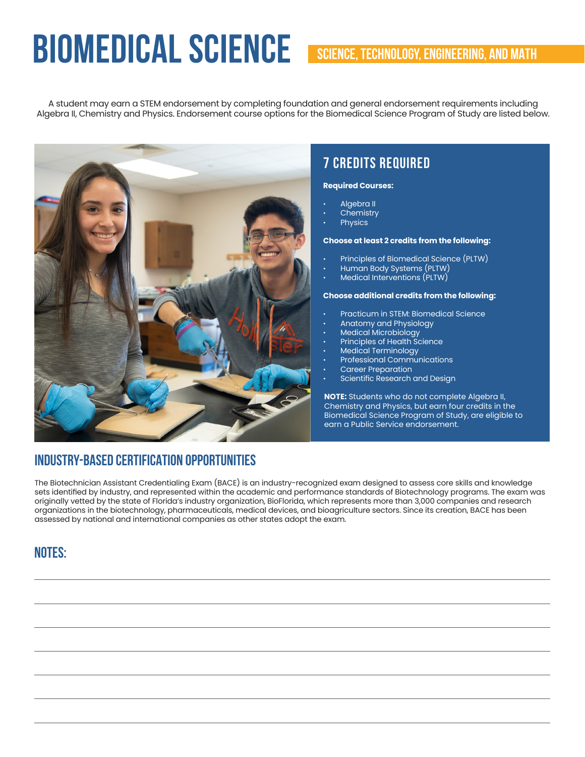# BIOMEDICAL SCIENCE

SCIENCE, TECHNOLOGY, ENGINEERING, AND MATH

A student may earn a STEM endorsement by completing foundation and general endorsement requirements including Algebra II, Chemistry and Physics. Endorsement course options for the Biomedical Science Program of Study are listed below.

## 7 CREDITS REQUIRED

**Required Courses:**

- Algebra II
- Chemistry
- Physics

**Choose at least 2 credits from the following:**

- Principles of Biomedical Science (PLTW)
- Human Body Systems (PLTW)
- Medical Interventions (PLTW)

**Choose additional credits from the following:**

- Practicum in STEM: Biomedical Science
- Anatomy and Physiology
- Medical Microbiology
- Principles of Health Science
- Medical Terminology
- Professional Communications
- Career Preparation
- Scientific Research and Design

**NOTE:** Students who do not complete Algebra II, Chemistry and Physics, but earn four credits in the Biomedical Science Program of Study, are eligible to earn a Public Service endorsement.

## INDUSTRY-BASED CERTIFICATION OPPORTUNITIES

The Biotechnician Assistant Credentialing Exam (BACE) is an industry-recognized exam designed to assess core skills and knowledge sets identified by industry, and represented within the academic and performance standards of Biotechnology programs. The exam was originally vetted by the state of Florida's industry organization, BioFlorida, which represents more than 3,000 companies and research organizations in the biotechnology, pharmaceuticals, medical devices, and bioagriculture sectors. Since its creation, BACE has been assessed by national and international companies as other states adopt the exam.

## NOTES: